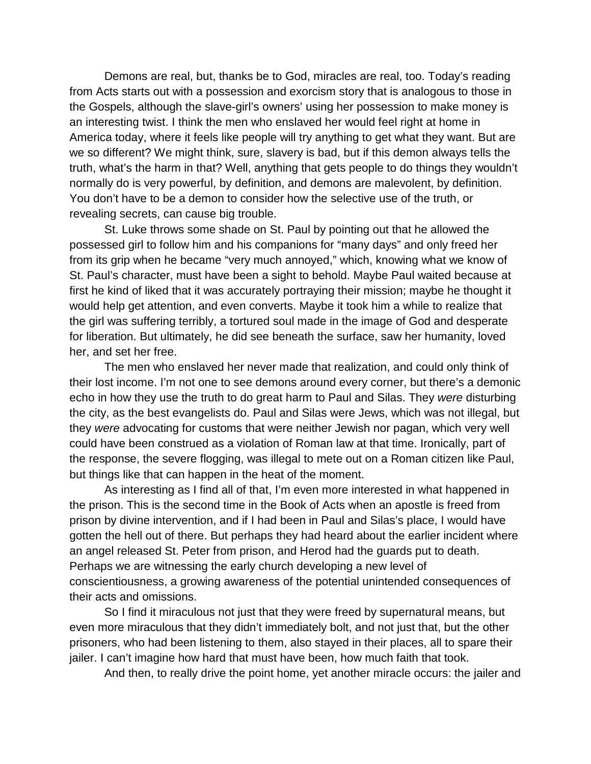Demons are real, but, thanks be to God, miracles are real, too. Today's reading from Acts starts out with a possession and exorcism story that is analogous to those in the Gospels, although the slave-girl's owners' using her possession to make money is an interesting twist. I think the men who enslaved her would feel right at home in America today, where it feels like people will try anything to get what they want. But are we so different? We might think, sure, slavery is bad, but if this demon always tells the truth, what's the harm in that? Well, anything that gets people to do things they wouldn't normally do is very powerful, by definition, and demons are malevolent, by definition. You don't have to be a demon to consider how the selective use of the truth, or revealing secrets, can cause big trouble.

St. Luke throws some shade on St. Paul by pointing out that he allowed the possessed girl to follow him and his companions for "many days" and only freed her from its grip when he became "very much annoyed," which, knowing what we know of St. Paul's character, must have been a sight to behold. Maybe Paul waited because at first he kind of liked that it was accurately portraying their mission; maybe he thought it would help get attention, and even converts. Maybe it took him a while to realize that the girl was suffering terribly, a tortured soul made in the image of God and desperate for liberation. But ultimately, he did see beneath the surface, saw her humanity, loved her, and set her free.

The men who enslaved her never made that realization, and could only think of their lost income. I'm not one to see demons around every corner, but there's a demonic echo in how they use the truth to do great harm to Paul and Silas. They *were* disturbing the city, as the best evangelists do. Paul and Silas were Jews, which was not illegal, but they *were* advocating for customs that were neither Jewish nor pagan, which very well could have been construed as a violation of Roman law at that time. Ironically, part of the response, the severe flogging, was illegal to mete out on a Roman citizen like Paul, but things like that can happen in the heat of the moment.

As interesting as I find all of that, I'm even more interested in what happened in the prison. This is the second time in the Book of Acts when an apostle is freed from prison by divine intervention, and if I had been in Paul and Silas's place, I would have gotten the hell out of there. But perhaps they had heard about the earlier incident where an angel released St. Peter from prison, and Herod had the guards put to death. Perhaps we are witnessing the early church developing a new level of conscientiousness, a growing awareness of the potential unintended consequences of their acts and omissions.

So I find it miraculous not just that they were freed by supernatural means, but even more miraculous that they didn't immediately bolt, and not just that, but the other prisoners, who had been listening to them, also stayed in their places, all to spare their jailer. I can't imagine how hard that must have been, how much faith that took.

And then, to really drive the point home, yet another miracle occurs: the jailer and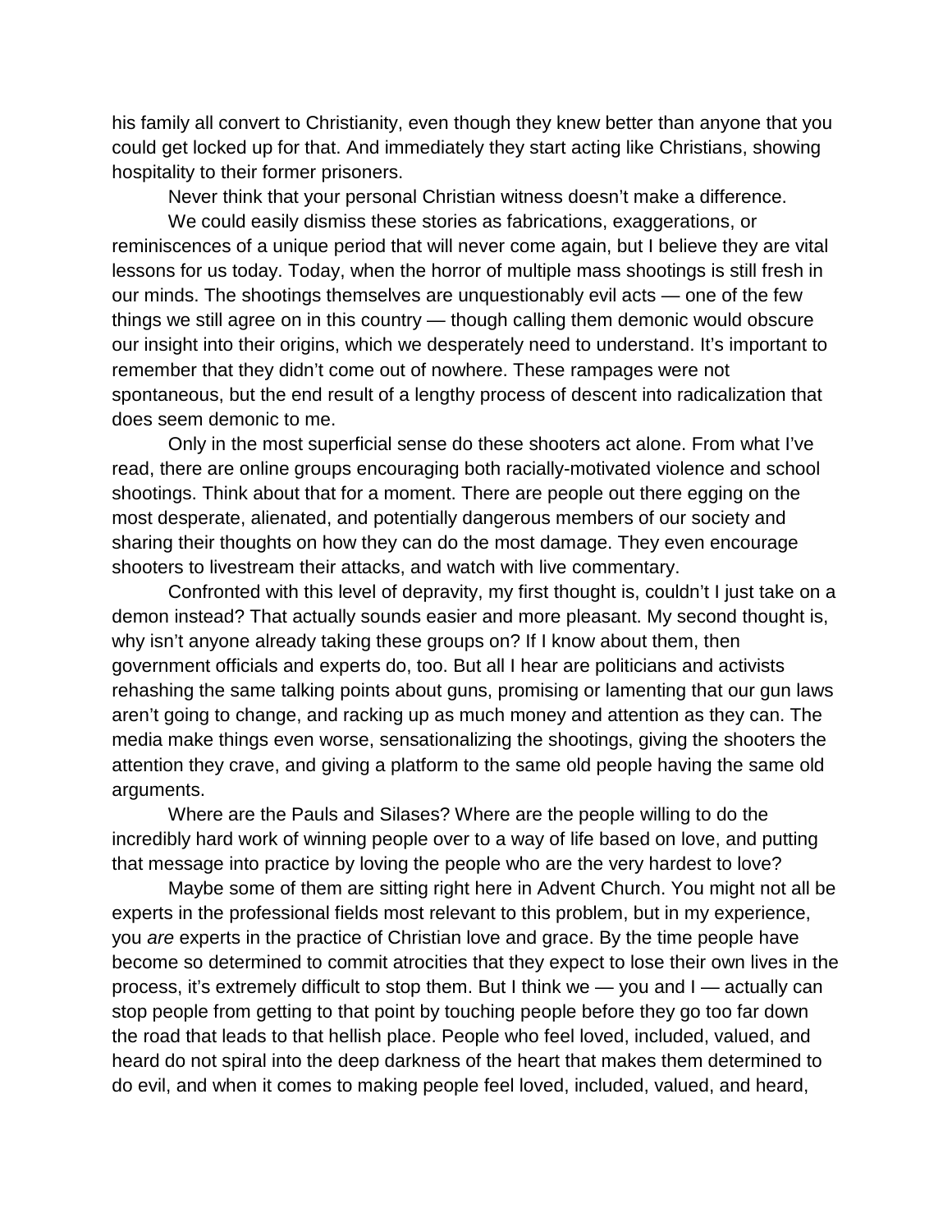his family all convert to Christianity, even though they knew better than anyone that you could get locked up for that. And immediately they start acting like Christians, showing hospitality to their former prisoners.

Never think that your personal Christian witness doesn't make a difference.

We could easily dismiss these stories as fabrications, exaggerations, or reminiscences of a unique period that will never come again, but I believe they are vital lessons for us today. Today, when the horror of multiple mass shootings is still fresh in our minds. The shootings themselves are unquestionably evil acts — one of the few things we still agree on in this country — though calling them demonic would obscure our insight into their origins, which we desperately need to understand. It's important to remember that they didn't come out of nowhere. These rampages were not spontaneous, but the end result of a lengthy process of descent into radicalization that does seem demonic to me.

Only in the most superficial sense do these shooters act alone. From what I've read, there are online groups encouraging both racially-motivated violence and school shootings. Think about that for a moment. There are people out there egging on the most desperate, alienated, and potentially dangerous members of our society and sharing their thoughts on how they can do the most damage. They even encourage shooters to livestream their attacks, and watch with live commentary.

Confronted with this level of depravity, my first thought is, couldn't I just take on a demon instead? That actually sounds easier and more pleasant. My second thought is, why isn't anyone already taking these groups on? If I know about them, then government officials and experts do, too. But all I hear are politicians and activists rehashing the same talking points about guns, promising or lamenting that our gun laws aren't going to change, and racking up as much money and attention as they can. The media make things even worse, sensationalizing the shootings, giving the shooters the attention they crave, and giving a platform to the same old people having the same old arguments.

Where are the Pauls and Silases? Where are the people willing to do the incredibly hard work of winning people over to a way of life based on love, and putting that message into practice by loving the people who are the very hardest to love?

Maybe some of them are sitting right here in Advent Church. You might not all be experts in the professional fields most relevant to this problem, but in my experience, you *are* experts in the practice of Christian love and grace. By the time people have become so determined to commit atrocities that they expect to lose their own lives in the process, it's extremely difficult to stop them. But I think we — you and I — actually can stop people from getting to that point by touching people before they go too far down the road that leads to that hellish place. People who feel loved, included, valued, and heard do not spiral into the deep darkness of the heart that makes them determined to do evil, and when it comes to making people feel loved, included, valued, and heard,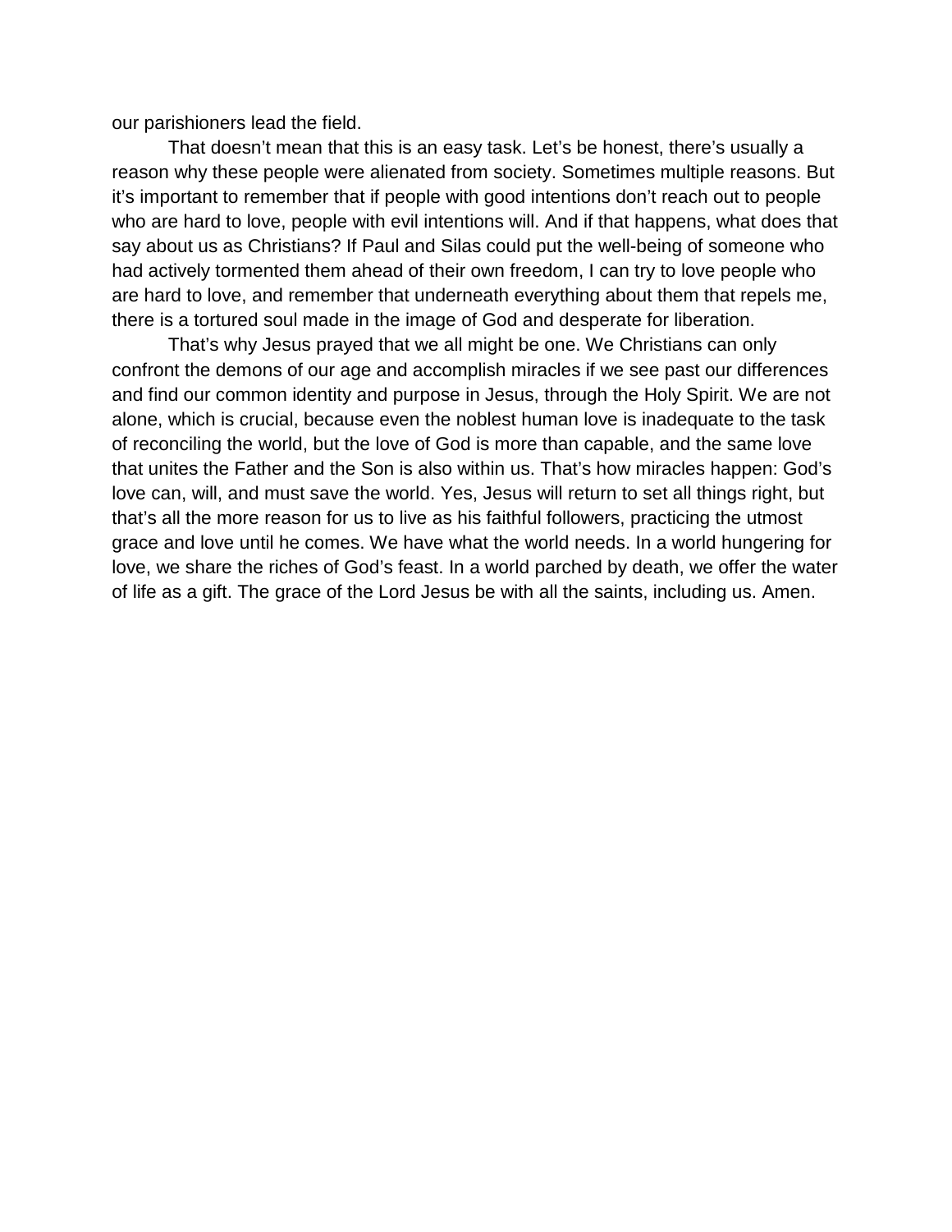our parishioners lead the field.

That doesn't mean that this is an easy task. Let's be honest, there's usually a reason why these people were alienated from society. Sometimes multiple reasons. But it's important to remember that if people with good intentions don't reach out to people who are hard to love, people with evil intentions will. And if that happens, what does that say about us as Christians? If Paul and Silas could put the well-being of someone who had actively tormented them ahead of their own freedom, I can try to love people who are hard to love, and remember that underneath everything about them that repels me, there is a tortured soul made in the image of God and desperate for liberation.

That's why Jesus prayed that we all might be one. We Christians can only confront the demons of our age and accomplish miracles if we see past our differences and find our common identity and purpose in Jesus, through the Holy Spirit. We are not alone, which is crucial, because even the noblest human love is inadequate to the task of reconciling the world, but the love of God is more than capable, and the same love that unites the Father and the Son is also within us. That's how miracles happen: God's love can, will, and must save the world. Yes, Jesus will return to set all things right, but that's all the more reason for us to live as his faithful followers, practicing the utmost grace and love until he comes. We have what the world needs. In a world hungering for love, we share the riches of God's feast. In a world parched by death, we offer the water of life as a gift. The grace of the Lord Jesus be with all the saints, including us. Amen.